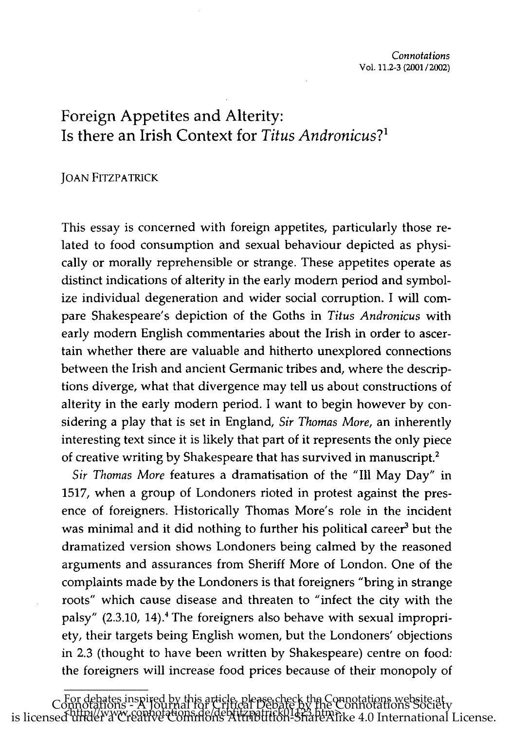# Foreign Appetites and Alterity: Is there an Irish Context for *Titus Andronicus*?[1]

JOAN FITZPATRICK

This essay is concerned with foreign appetites, particularly those related to food consumption and sexual behaviour depicted as physically or morally reprehensible or strange. These appetites operate as distinct indications of alterity in the early modern period and symbolize individual degeneration and wider social corruption. I will compare Shakespeare's depiction of the Goths in *Titus Andronicus* with early modern English commentaries about the Irish in order to ascertain whether there are valuable and hitherto unexplored connections between the Irish and ancient Germanic tribes and, where the descriptions diverge, what that divergence may tell us about constructions of alterity in the early modern period. I want to begin however by considering a play that is set in England, *Sir Thomas More*, an inherently interesting text since it is likely that part of it represents the only piece of creative writing by Shakespeare that has survived in manuscript.[2]

*Sir Thomas More* features a dramatisation of the "Ill May Day" in 1517, when a group of Londoners rioted in protest against the presence of foreigners. Historically Thomas More's role in the incident was minimal and it did nothing to further his political career[3] but the dramatized version shows Londoners being calmed by the reasoned arguments and assurances from Sheriff More of London. One of the complaints made by the Londoners is that foreigners "bring in strange roots" which cause disease and threaten to "infect the city with the palsy" (2.3.10, 14).[4] The foreigners also behave with sexual impropriety, their targets being English women, but the Londoners' objections in 2.3 (thought to have been written by Shakespeare) centre on food: the foreigners will increase food prices because of their monopoly of

For debates inspired by this article, please check the Connotations website at <http://www.connotations.de/debfitzpatrick01123.htm>.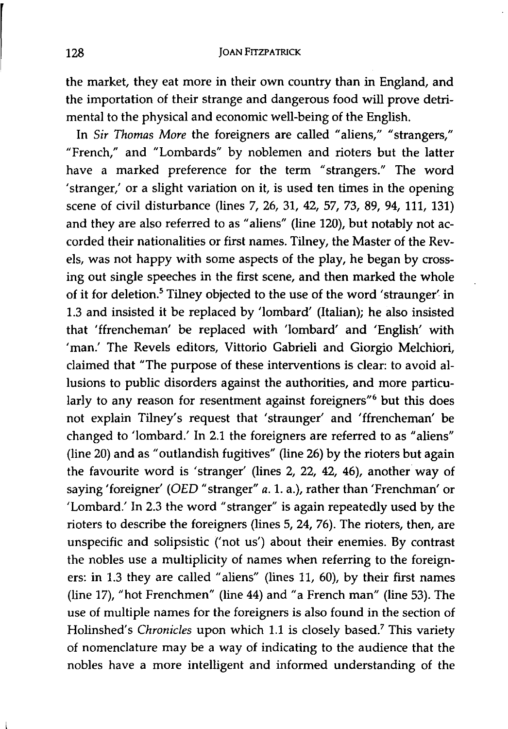the market, they eat more in their own country than in England, and the importation of their strange and dangerous food will prove detrimental to the physical and economic well-being of the English.

In *Sir Thomas More* the foreigners are called "aliens," "strangers," "French," and "Lombards" by noblemen and rioters but the latter have a marked preference for the term "strangers." The word 'stranger,' or a slight variation on it, is used ten times in the opening scene of civil disturbance (lines 7, 26, 31, 42, 57, 73, 89, 94, 111, 131) and they are also referred to as "aliens" (line 120), but notably not accorded their nationalities or first names. Tilney, the Master of the Revels, was not happy with some aspects of the play, he began by crossing out single speeches in the first scene, and then marked the whole of it for deletion.[5] Tilney objected to the use of the word 'straunger' in 1.3 and insisted it be replaced by 'lombard' (Italian); he also insisted that 'ffrencheman' be replaced with 'lombard' and 'English' with 'man.' The Revels editors, Vittorio Gabrieli and Giorgio Melchiori, claimed that "The purpose of these interventions is clear: to avoid allusions to public disorders against the authorities, and more particularly to any reason for resentment against foreigners"[6] but this does not explain Tilney's request that 'straunger' and 'ffrencheman' be changed to 'lombard.' In 2.1 the foreigners are referred to as "aliens" (line 20) and as "outlandish fugitives" (line 26) by the rioters but again the favourite word is 'stranger' (lines 2, 22, 42, 46), another way of saying 'foreigner' (*OED* "stranger" *a.* 1. a.), rather than 'Frenchman' or 'Lombard.' In 2.3 the word "stranger" is again repeatedly used by the rioters to describe the foreigners (lines 5, 24, 76). The rioters, then, are unspecific and solipsistic ('not us') about their enemies. By contrast the nobles use a multiplicity of names when referring to the foreigners: in 1.3 they are called "aliens" (lines 11, 60), by their first names (line 17), "hot Frenchmen" (line 44) and "a French man" (line 53). The use of multiple names for the foreigners is also found in the section of Holinshed's *Chronicles* upon which 1.1 is closely based.[7] This variety of nomenclature may be a way of indicating to the audience that the nobles have a more intelligent and informed understanding of the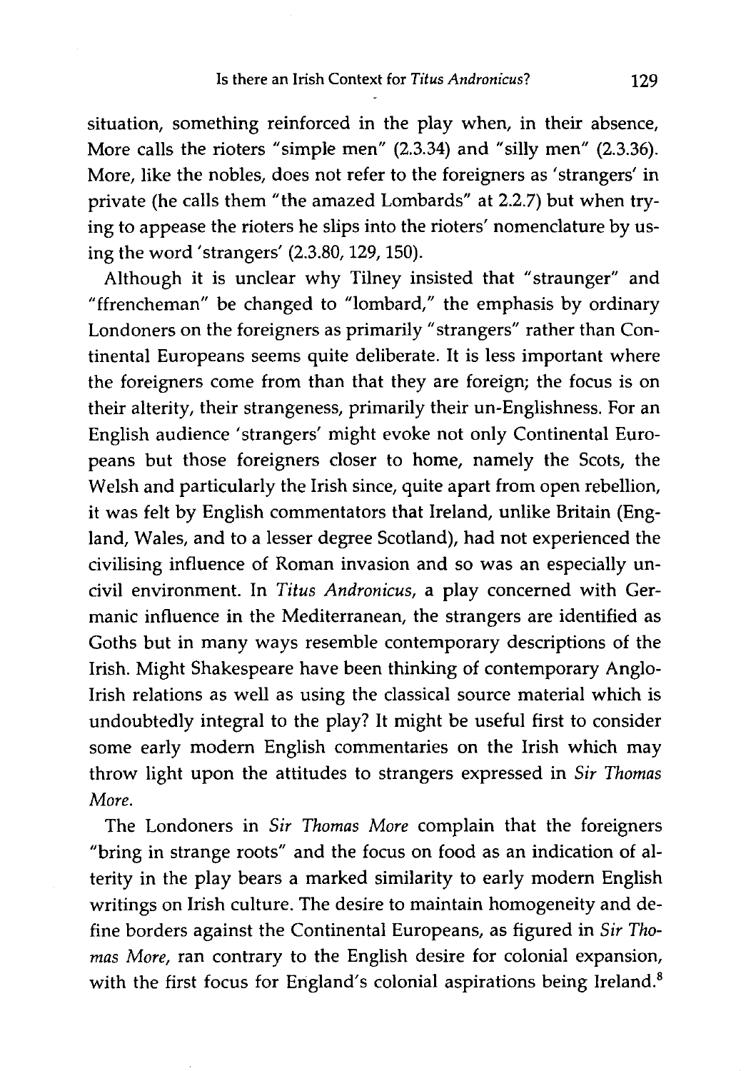situation, something reinforced in the play when, in their absence, More calls the rioters "simple men" (2.3.34) and "silly men" (2.3.36). More, like the nobles, does not refer to the foreigners as 'strangers' in private (he calls them "the amazed Lombards" at 2.2.7) but when trying to appease the rioters he slips into the rioters' nomenclature by using the word 'strangers' (2.3.80, 129, 150).

Although it is unclear why Tilney insisted that "straunger" and "ffrencheman" be changed to "lombard," the emphasis by ordinary Londoners on the foreigners as primarily "strangers" rather than Continental Europeans seems quite deliberate. It is less important where the foreigners come from than that they are foreign; the focus is on their alterity, their strangeness, primarily their un-Englishness. For an English audience 'strangers' might evoke not only Continental Europeans but those foreigners closer to home, namely the Scots, the Welsh and particularly the Irish since, quite apart from open rebellion, it was felt by English commentators that Ireland, unlike Britain (England, Wales, and to a lesser degree Scotland), had not experienced the civilising influence of Roman invasion and so was an especially uncivil environment. In *Titus Andronicus*, a play concerned with Germanic influence in the Mediterranean, the strangers are identified as Goths but in many ways resemble contemporary descriptions of the Irish. Might Shakespeare have been thinking of contemporary Anglo-Irish relations as well as using the classical source material which is undoubtedly integral to the play? It might be useful first to consider some early modern English commentaries on the Irish which may throw light upon the attitudes to strangers expressed in *Sir Thomas More*.

The Londoners in *Sir Thomas More* complain that the foreigners "bring in strange roots" and the focus on food as an indication of alterity in the play bears a marked similarity to early modern English writings on Irish culture. The desire to maintain homogeneity and define borders against the Continental Europeans, as figured in *Sir Thomas More*, ran contrary to the English desire for colonial expansion, with the first focus for England's colonial aspirations being Ireland.[8]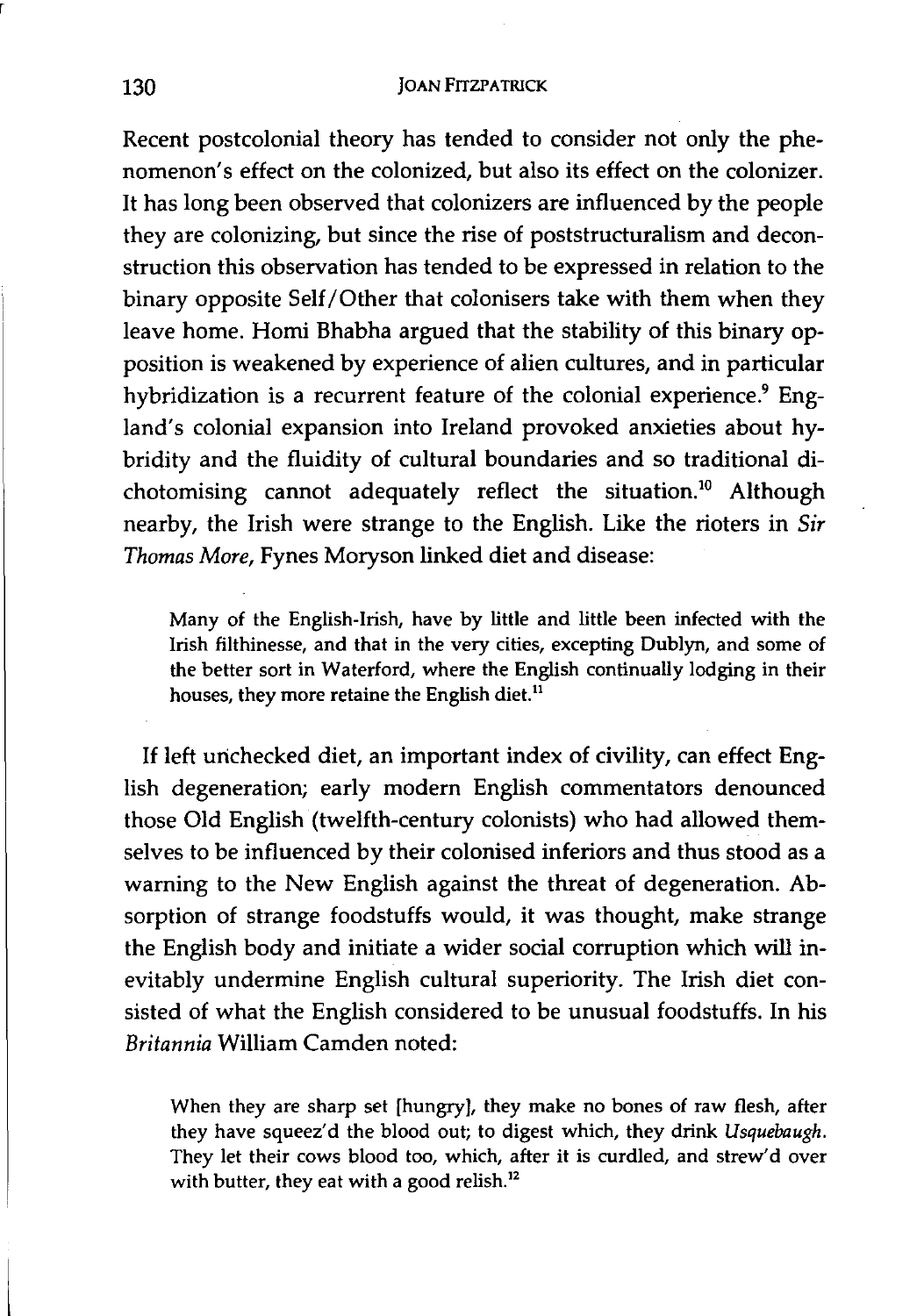Recent postcolonial theory has tended to consider not only the phenomenon's effect on the colonized, but also its effect on the colonizer. It has long been observed that colonizers are influenced by the people they are colonizing, but since the rise of poststructuralism and deconstruction this observation has tended to be expressed in relation to the binary opposite Self/Other that colonisers take with them when they leave home. Homi Bhabha argued that the stability of this binary opposition is weakened by experience of alien cultures, and in particular hybridization is a recurrent feature of the colonial experience.[9] England's colonial expansion into Ireland provoked anxieties about hybridity and the fluidity of cultural boundaries and so traditional dichotomising cannot adequately reflect the situation.[10] Although nearby, the Irish were strange to the English. Like the rioters in *Sir Thomas More*, Fynes Moryson linked diet and disease:

> Many of the English-Irish, have by little and little been infected with the Irish filthinesse, and that in the very cities, excepting Dublyn, and some of the better sort in Waterford, where the English continually lodging in their houses, they more retaine the English diet.[11]

If left unchecked diet, an important index of civility, can effect English degeneration; early modern English commentators denounced those Old English (twelfth-century colonists) who had allowed themselves to be influenced by their colonised inferiors and thus stood as a warning to the New English against the threat of degeneration. Absorption of strange foodstuffs would, it was thought, make strange the English body and initiate a wider social corruption which will inevitably undermine English cultural superiority. The Irish diet consisted of what the English considered to be unusual foodstuffs. In his *Britannia* William Camden noted:

> When they are sharp set [hungry], they make no bones of raw flesh, after they have squeez'd the blood out; to digest which, they drink *Usquebaugh*. They let their cows blood too, which, after it is curdled, and strew'd over with butter, they eat with a good relish.[12]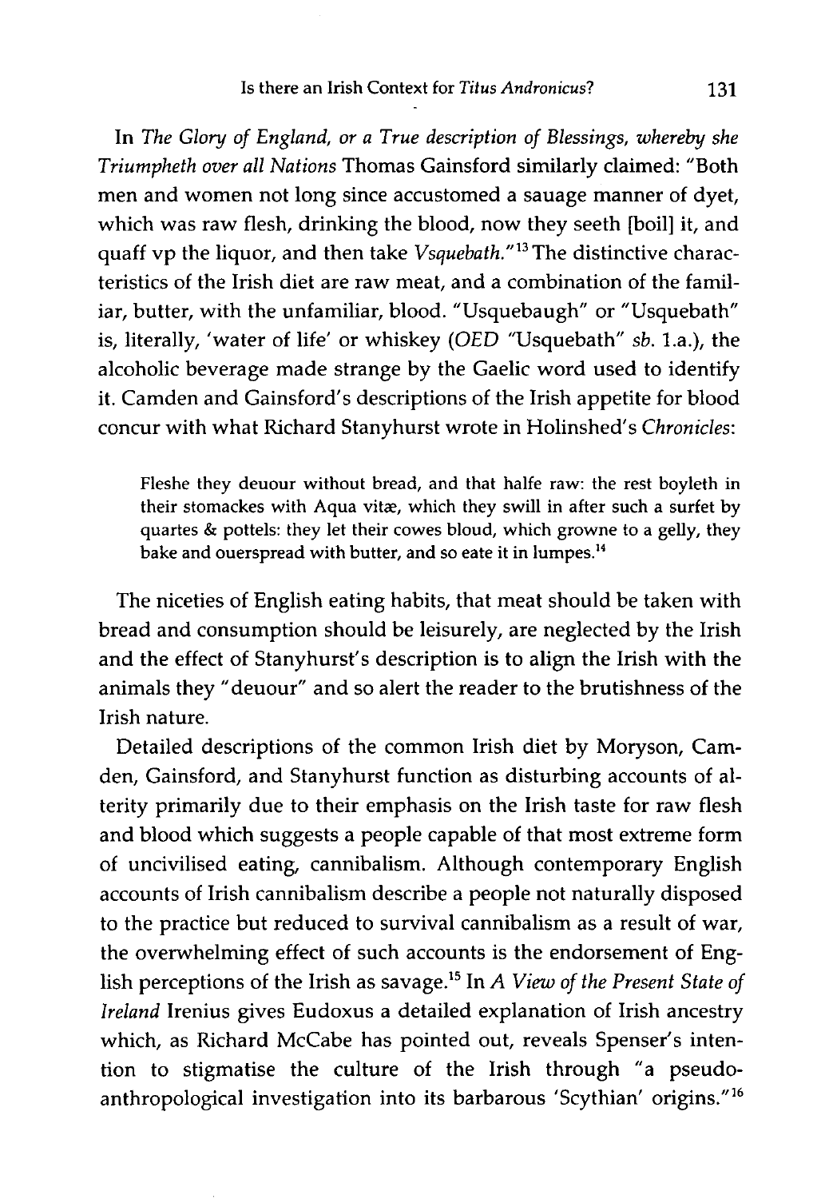In *The Glory of England, or a True description of Blessings, whereby she Triumpheth over all Nations* Thomas Gainsford similarly claimed: "Both men and women not long since accustomed a sauage manner of dyet, which was raw flesh, drinking the blood, now they seeth [boil] it, and quaff vp the liquor, and then take *Vsquebath*."[13] The distinctive characteristics of the Irish diet are raw meat, and a combination of the familiar, butter, with the unfamiliar, blood. "Usquebaugh" or "Usquebath" is, literally, 'water of life' or whiskey (*OED* "Usquebath" *sb.* 1.a.), the alcoholic beverage made strange by the Gaelic word used to identify it. Camden and Gainsford's descriptions of the Irish appetite for blood concur with what Richard Stanyhurst wrote in Holinshed's *Chronicles*:

> Fleshe they deuour without bread, and that halfe raw: the rest boyleth in their stomackes with Aqua vitæ, which they swill in after such a surfet by quartes & pottels: they let their cowes bloud, which growne to a gelly, they bake and ouerspread with butter, and so eate it in lumpes.[14]

The niceties of English eating habits, that meat should be taken with bread and consumption should be leisurely, are neglected by the Irish and the effect of Stanyhurst's description is to align the Irish with the animals they "deuour" and so alert the reader to the brutishness of the Irish nature.

Detailed descriptions of the common Irish diet by Moryson, Camden, Gainsford, and Stanyhurst function as disturbing accounts of alterity primarily due to their emphasis on the Irish taste for raw flesh and blood which suggests a people capable of that most extreme form of uncivilised eating, cannibalism. Although contemporary English accounts of Irish cannibalism describe a people not naturally disposed to the practice but reduced to survival cannibalism as a result of war, the overwhelming effect of such accounts is the endorsement of English perceptions of the Irish as savage.[15] In *A View of the Present State of Ireland* Irenius gives Eudoxus a detailed explanation of Irish ancestry which, as Richard McCabe has pointed out, reveals Spenser's intention to stigmatise the culture of the Irish through "a pseudo-anthropological investigation into its barbarous 'Scythian' origins."[16]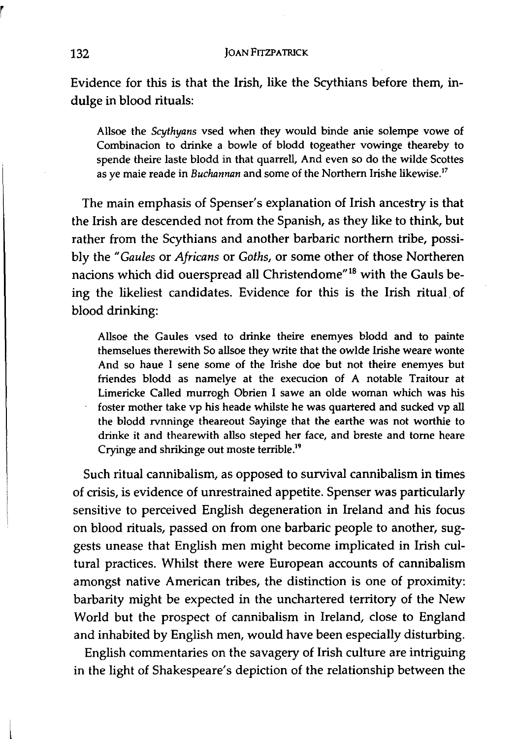Evidence for this is that the Irish, like the Scythians before them, indulge in blood rituals:

> Allsoe the *Scythyans* vsed when they would binde anie solempe vowe of Combinacion to drinke a bowle of blodd togeather vowinge theareby to spende theire laste blodd in that quarrell, And even so do the wilde Scottes as ye maie reade in *Buchannan* and some of the Northern Irishe likewise.[17]

The main emphasis of Spenser's explanation of Irish ancestry is that the Irish are descended not from the Spanish, as they like to think, but rather from the Scythians and another barbaric northern tribe, possibly the "*Gaules* or *Africans* or *Goths*, or some other of those Northeren nacions which did ouerspread all Christendome"[18] with the Gauls being the likeliest candidates. Evidence for this is the Irish ritual of blood drinking:

> Allsoe the Gaules vsed to drinke theire enemyes blodd and to painte themselues therewith So allsoe they write that the owlde Irishe weare wonte And so haue I sene some of the Irishe doe but not theire enemyes but friendes blodd as namelye at the execucion of A notable Traitour at Limericke Called murrogh Obrien I sawe an olde woman which was his foster mother take vp his heade whilste he was quartered and sucked vp all the blodd rvnninge theareout Sayinge that the earthe was not worthie to drinke it and thearewith allso steped her face, and breste and torne heare Cryinge and shrikinge out moste terrible.[19]

Such ritual cannibalism, as opposed to survival cannibalism in times of crisis, is evidence of unrestrained appetite. Spenser was particularly sensitive to perceived English degeneration in Ireland and his focus on blood rituals, passed on from one barbaric people to another, suggests unease that English men might become implicated in Irish cultural practices. Whilst there were European accounts of cannibalism amongst native American tribes, the distinction is one of proximity: barbarity might be expected in the unchartered territory of the New World but the prospect of cannibalism in Ireland, close to England and inhabited by English men, would have been especially disturbing.

English commentaries on the savagery of Irish culture are intriguing in the light of Shakespeare's depiction of the relationship between the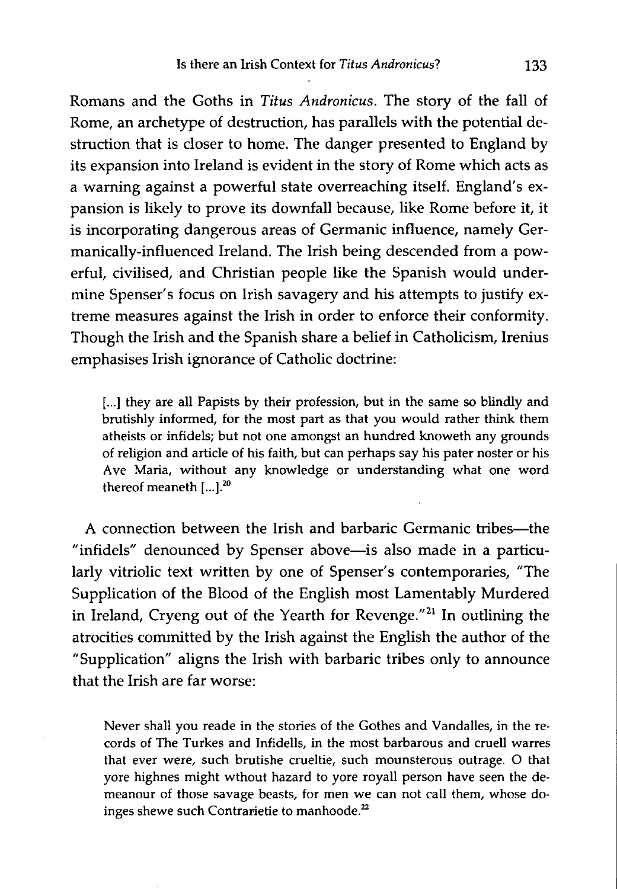Romans and the Goths in *Titus Andronicus*. The story of the fall of Rome, an archetype of destruction, has parallels with the potential destruction that is closer to home. The danger presented to England by its expansion into Ireland is evident in the story of Rome which acts as a warning against a powerful state overreaching itself. England's expansion is likely to prove its downfall because, like Rome before it, it is incorporating dangerous areas of Germanic influence, namely Germanically-influenced Ireland. The Irish being descended from a powerful, civilised, and Christian people like the Spanish would undermine Spenser's focus on Irish savagery and his attempts to justify extreme measures against the Irish in order to enforce their conformity. Though the Irish and the Spanish share a belief in Catholicism, Irenius emphasises Irish ignorance of Catholic doctrine:

> [...] they are all Papists by their profession, but in the same so blindly and brutishly informed, for the most part as that you would rather think them atheists or infidels; but not one amongst an hundred knoweth any grounds of religion and article of his faith, but can perhaps say his pater noster or his Ave Maria, without any knowledge or understanding what one word thereof meaneth [...].[20]

A connection between the Irish and barbaric Germanic tribes—the "infidels" denounced by Spenser above—is also made in a particularly vitriolic text written by one of Spenser's contemporaries, "The Supplication of the Blood of the English most Lamentably Murdered in Ireland, Cryeng out of the Yearth for Revenge."[21] In outlining the atrocities committed by the Irish against the English the author of the "Supplication" aligns the Irish with barbaric tribes only to announce that the Irish are far worse:

> Never shall you reade in the stories of the Gothes and Vandalles, in the records of The Turkes and Infidells, in the most barbarous and cruell warres that ever were, such brutishe crueltie, such mounsterous outrage. O that yore highnes might wthout hazard to yore royall person have seen the demeanour of those savage beasts, for men we can not call them, whose doinges shewe such Contrarietie to manhoode.[22]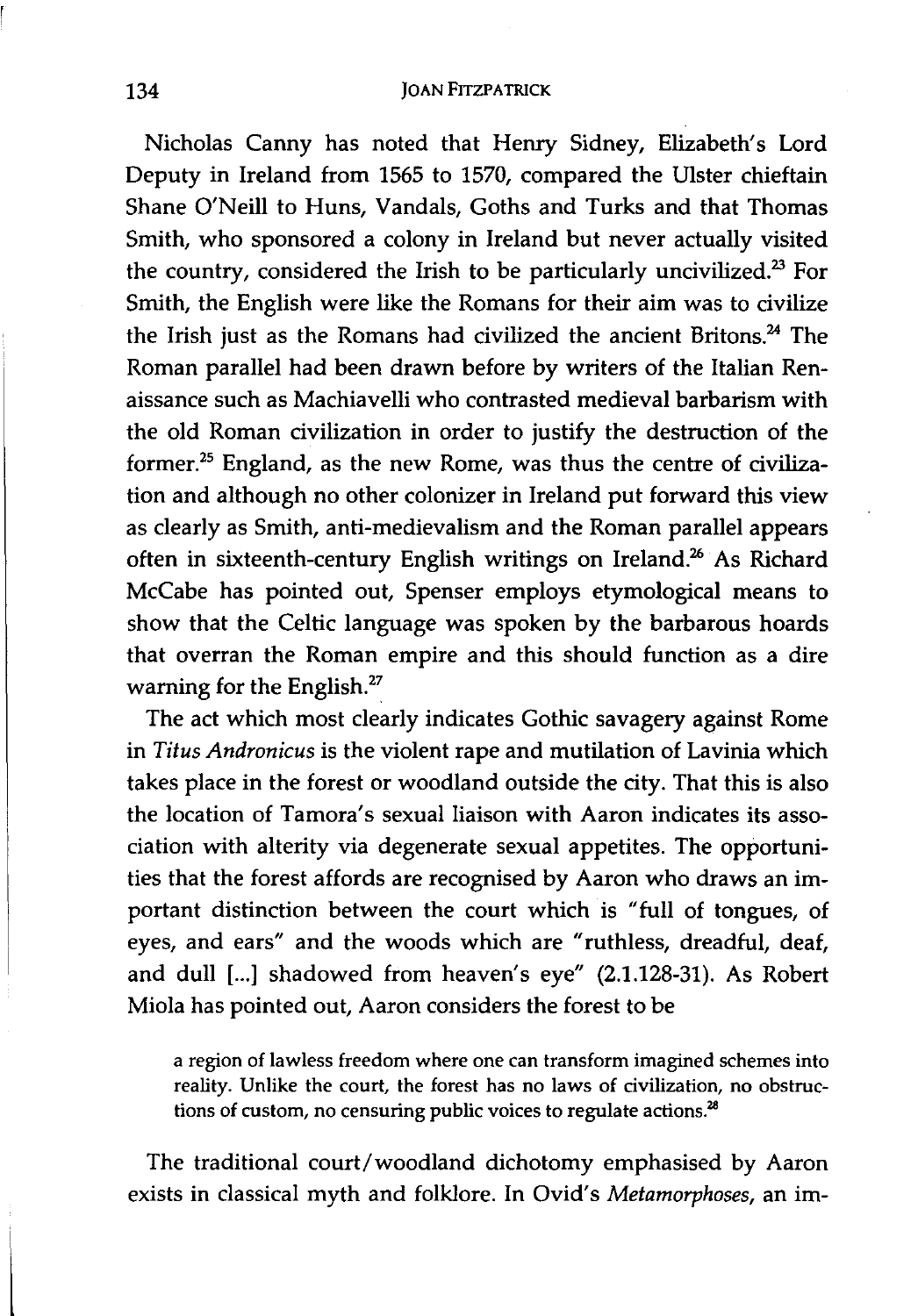Nicholas Canny has noted that Henry Sidney, Elizabeth's Lord Deputy in Ireland from 1565 to 1570, compared the Ulster chieftain Shane O'Neill to Huns, Vandals, Goths and Turks and that Thomas Smith, who sponsored a colony in Ireland but never actually visited the country, considered the Irish to be particularly uncivilized.[23] For Smith, the English were like the Romans for their aim was to civilize the Irish just as the Romans had civilized the ancient Britons.[24] The Roman parallel had been drawn before by writers of the Italian Renaissance such as Machiavelli who contrasted medieval barbarism with the old Roman civilization in order to justify the destruction of the former.[25] England, as the new Rome, was thus the centre of civilization and although no other colonizer in Ireland put forward this view as clearly as Smith, anti-medievalism and the Roman parallel appears often in sixteenth-century English writings on Ireland.[26] As Richard McCabe has pointed out, Spenser employs etymological means to show that the Celtic language was spoken by the barbarous hoards that overran the Roman empire and this should function as a dire warning for the English.[27]

The act which most clearly indicates Gothic savagery against Rome in *Titus Andronicus* is the violent rape and mutilation of Lavinia which takes place in the forest or woodland outside the city. That this is also the location of Tamora's sexual liaison with Aaron indicates its association with alterity via degenerate sexual appetites. The opportunities that the forest affords are recognised by Aaron who draws an important distinction between the court which is "full of tongues, of eyes, and ears" and the woods which are "ruthless, dreadful, deaf, and dull [...] shadowed from heaven's eye" (2.1.128-31). As Robert Miola has pointed out, Aaron considers the forest to be

> a region of lawless freedom where one can transform imagined schemes into reality. Unlike the court, the forest has no laws of civilization, no obstructions of custom, no censuring public voices to regulate actions.[28]

The traditional court/woodland dichotomy emphasised by Aaron exists in classical myth and folklore. In Ovid's *Metamorphoses*, an im-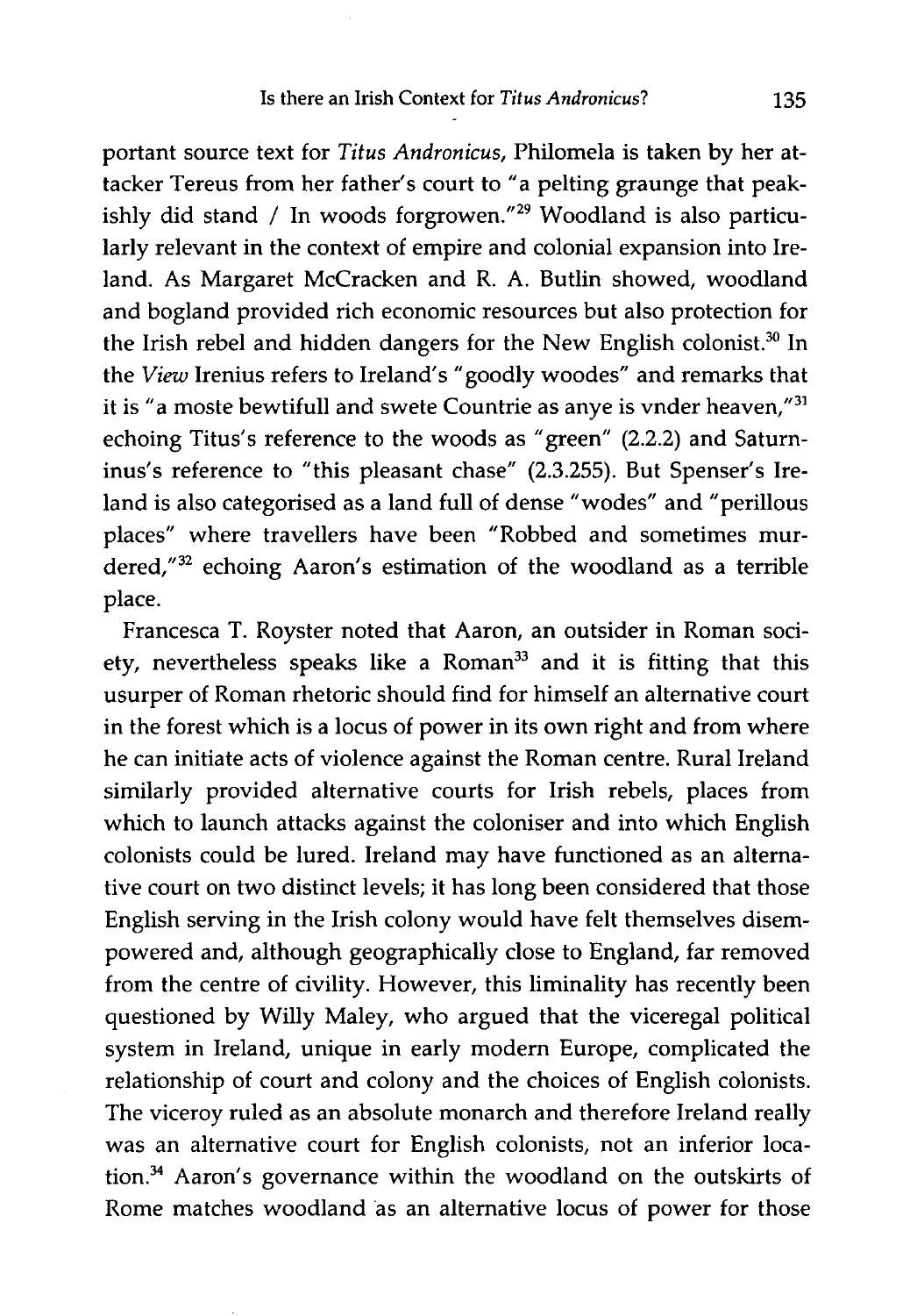portant source text for *Titus Andronicus*, Philomela is taken by her attacker Tereus from her father's court to "a pelting graunge that peakishly did stand / In woods forgrowen."[29] Woodland is also particularly relevant in the context of empire and colonial expansion into Ireland. As Margaret McCracken and R. A. Butlin showed, woodland and bogland provided rich economic resources but also protection for the Irish rebel and hidden dangers for the New English colonist.[30] In the *View* Irenius refers to Ireland's "goodly woodes" and remarks that it is "a moste bewtifull and swete Countrie as anye is vnder heaven,"[31] echoing Titus's reference to the woods as "green" (2.2.2) and Saturninus's reference to "this pleasant chase" (2.3.255). But Spenser's Ireland is also categorised as a land full of dense "wodes" and "perillous places" where travellers have been "Robbed and sometimes murdered,"[32] echoing Aaron's estimation of the woodland as a terrible place.

Francesca T. Royster noted that Aaron, an outsider in Roman society, nevertheless speaks like a Roman[33] and it is fitting that this usurper of Roman rhetoric should find for himself an alternative court in the forest which is a locus of power in its own right and from where he can initiate acts of violence against the Roman centre. Rural Ireland similarly provided alternative courts for Irish rebels, places from which to launch attacks against the coloniser and into which English colonists could be lured. Ireland may have functioned as an alternative court on two distinct levels; it has long been considered that those English serving in the Irish colony would have felt themselves disempowered and, although geographically close to England, far removed from the centre of civility. However, this liminality has recently been questioned by Willy Maley, who argued that the viceregal political system in Ireland, unique in early modern Europe, complicated the relationship of court and colony and the choices of English colonists. The viceroy ruled as an absolute monarch and therefore Ireland really was an alternative court for English colonists, not an inferior location.[34] Aaron's governance within the woodland on the outskirts of Rome matches woodland as an alternative locus of power for those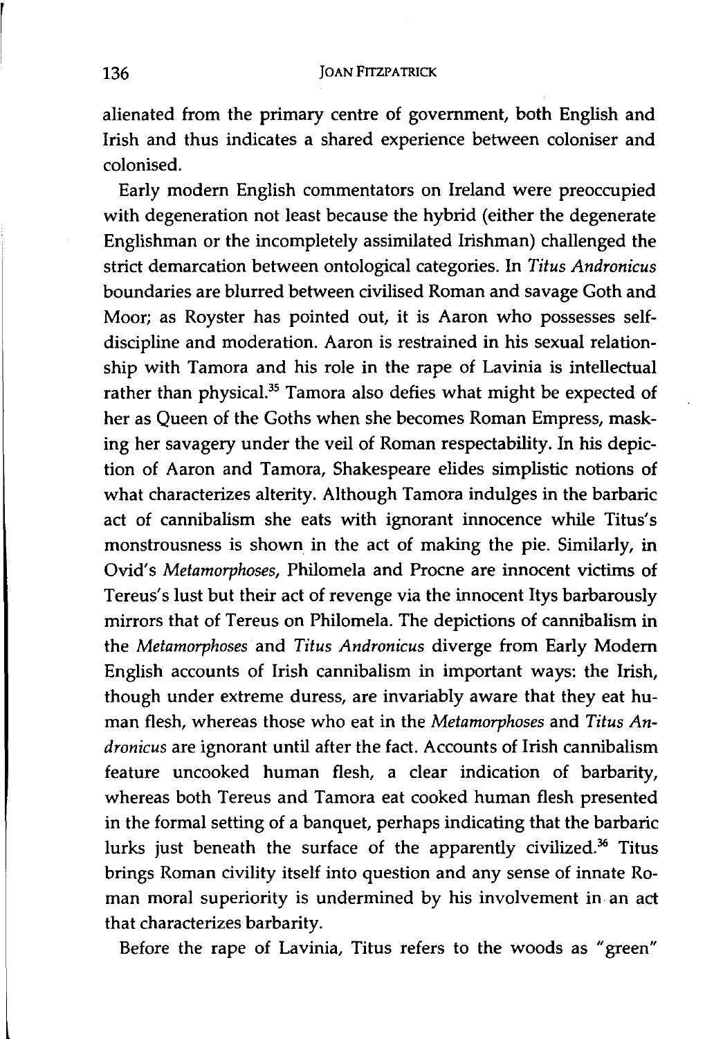alienated from the primary centre of government, both English and Irish and thus indicates a shared experience between coloniser and colonised.

Early modern English commentators on Ireland were preoccupied with degeneration not least because the hybrid (either the degenerate Englishman or the incompletely assimilated Irishman) challenged the strict demarcation between ontological categories. In *Titus Andronicus* boundaries are blurred between civilised Roman and savage Goth and Moor; as Royster has pointed out, it is Aaron who possesses self-discipline and moderation. Aaron is restrained in his sexual relationship with Tamora and his role in the rape of Lavinia is intellectual rather than physical.[35] Tamora also defies what might be expected of her as Queen of the Goths when she becomes Roman Empress, masking her savagery under the veil of Roman respectability. In his depiction of Aaron and Tamora, Shakespeare elides simplistic notions of what characterizes alterity. Although Tamora indulges in the barbaric act of cannibalism she eats with ignorant innocence while Titus's monstrousness is shown in the act of making the pie. Similarly, in Ovid's *Metamorphoses*, Philomela and Procne are innocent victims of Tereus's lust but their act of revenge via the innocent Itys barbarously mirrors that of Tereus on Philomela. The depictions of cannibalism in the *Metamorphoses* and *Titus Andronicus* diverge from Early Modern English accounts of Irish cannibalism in important ways: the Irish, though under extreme duress, are invariably aware that they eat human flesh, whereas those who eat in the *Metamorphoses* and *Titus Andronicus* are ignorant until after the fact. Accounts of Irish cannibalism feature uncooked human flesh, a clear indication of barbarity, whereas both Tereus and Tamora eat cooked human flesh presented in the formal setting of a banquet, perhaps indicating that the barbaric lurks just beneath the surface of the apparently civilized.[36] Titus brings Roman civility itself into question and any sense of innate Roman moral superiority is undermined by his involvement in an act that characterizes barbarity.

Before the rape of Lavinia, Titus refers to the woods as "green"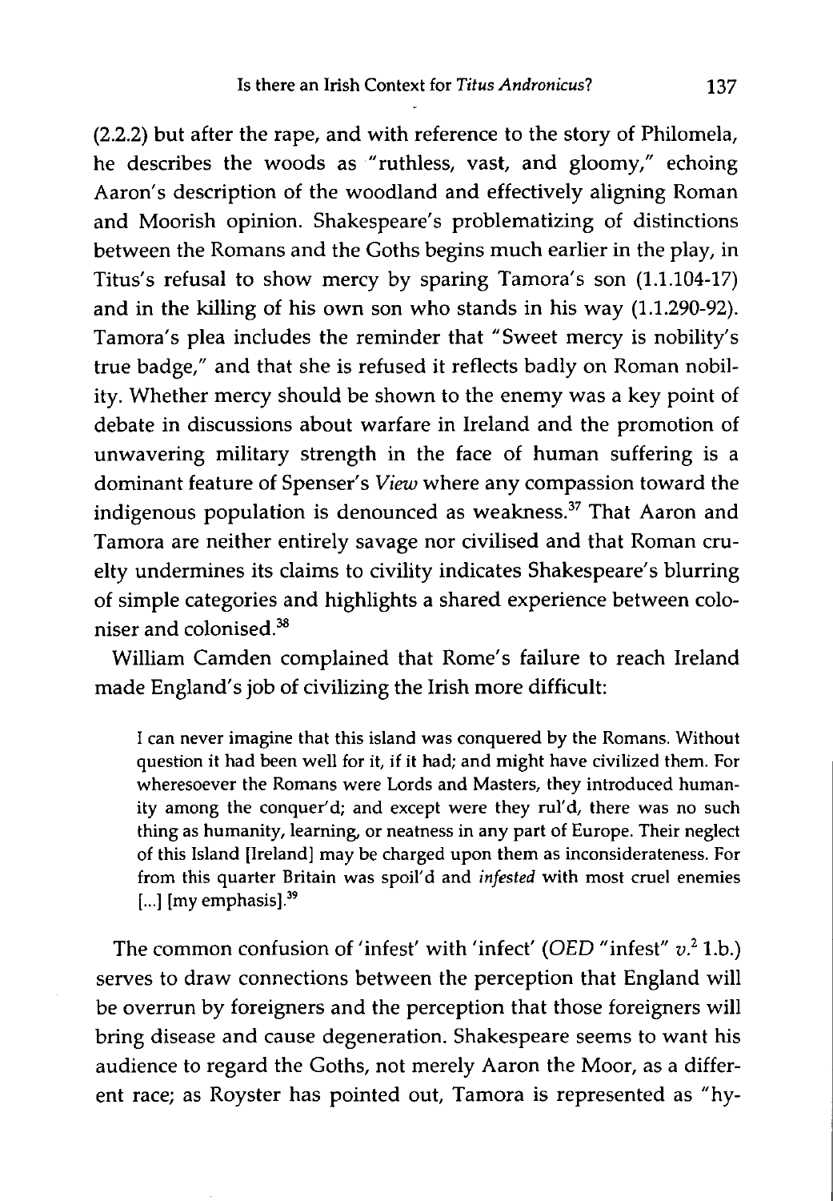(2.2.2) but after the rape, and with reference to the story of Philomela, he describes the woods as "ruthless, vast, and gloomy," echoing Aaron's description of the woodland and effectively aligning Roman and Moorish opinion. Shakespeare's problematizing of distinctions between the Romans and the Goths begins much earlier in the play, in Titus's refusal to show mercy by sparing Tamora's son (1.1.104-17) and in the killing of his own son who stands in his way (1.1.290-92). Tamora's plea includes the reminder that "Sweet mercy is nobility's true badge," and that she is refused it reflects badly on Roman nobility. Whether mercy should be shown to the enemy was a key point of debate in discussions about warfare in Ireland and the promotion of unwavering military strength in the face of human suffering is a dominant feature of Spenser's *View* where any compassion toward the indigenous population is denounced as weakness.[37] That Aaron and Tamora are neither entirely savage nor civilised and that Roman cruelty undermines its claims to civility indicates Shakespeare's blurring of simple categories and highlights a shared experience between coloniser and colonised.[38]

William Camden complained that Rome's failure to reach Ireland made England's job of civilizing the Irish more difficult:

> I can never imagine that this island was conquered by the Romans. Without question it had been well for it, if it had; and might have civilized them. For wheresoever the Romans were Lords and Masters, they introduced humanity among the conquer'd; and except were they rul'd, there was no such thing as humanity, learning, or neatness in any part of Europe. Their neglect of this Island [Ireland] may be charged upon them as inconsiderateness. For from this quarter Britain was spoil'd and *infested* with most cruel enemies [...] [my emphasis].[39]

The common confusion of 'infest' with 'infect' (*OED* "infest" *v.*[2] 1.b.) serves to draw connections between the perception that England will be overrun by foreigners and the perception that those foreigners will bring disease and cause degeneration. Shakespeare seems to want his audience to regard the Goths, not merely Aaron the Moor, as a different race; as Royster has pointed out, Tamora is represented as "hy-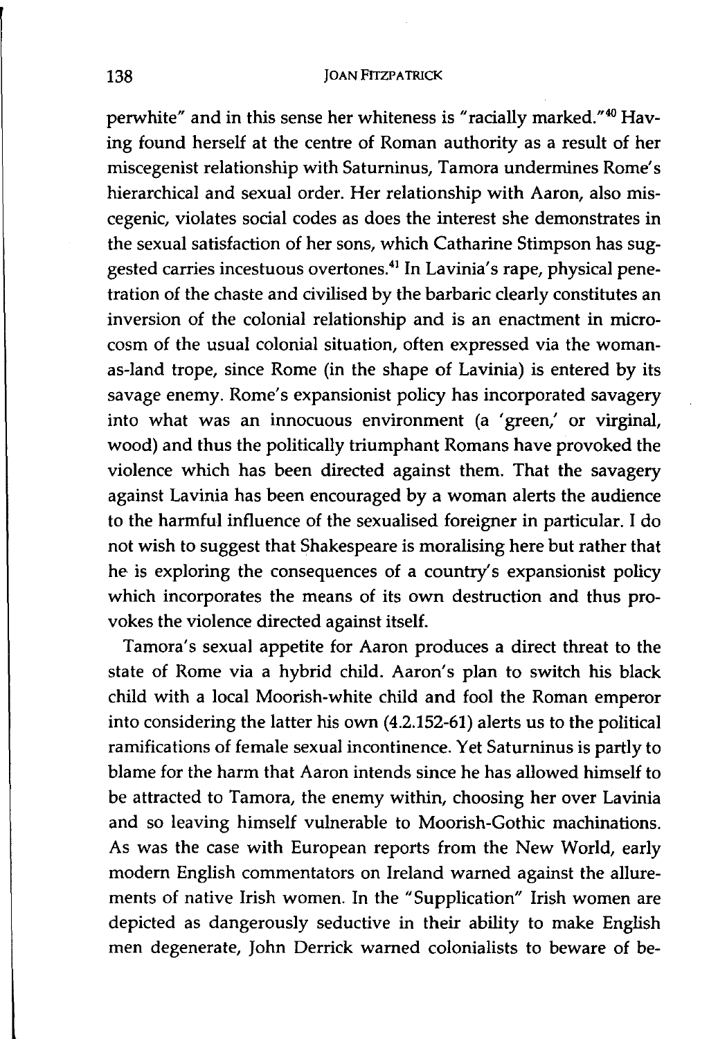perwhite" and in this sense her whiteness is "racially marked."[40] Having found herself at the centre of Roman authority as a result of her miscegenist relationship with Saturninus, Tamora undermines Rome's hierarchical and sexual order. Her relationship with Aaron, also miscegenic, violates social codes as does the interest she demonstrates in the sexual satisfaction of her sons, which Catharine Stimpson has suggested carries incestuous overtones.[41] In Lavinia's rape, physical penetration of the chaste and civilised by the barbaric clearly constitutes an inversion of the colonial relationship and is an enactment in microcosm of the usual colonial situation, often expressed via the woman-as-land trope, since Rome (in the shape of Lavinia) is entered by its savage enemy. Rome's expansionist policy has incorporated savagery into what was an innocuous environment (a 'green,' or virginal, wood) and thus the politically triumphant Romans have provoked the violence which has been directed against them. That the savagery against Lavinia has been encouraged by a woman alerts the audience to the harmful influence of the sexualised foreigner in particular. I do not wish to suggest that Shakespeare is moralising here but rather that he is exploring the consequences of a country's expansionist policy which incorporates the means of its own destruction and thus provokes the violence directed against itself.

Tamora's sexual appetite for Aaron produces a direct threat to the state of Rome via a hybrid child. Aaron's plan to switch his black child with a local Moorish-white child and fool the Roman emperor into considering the latter his own (4.2.152-61) alerts us to the political ramifications of female sexual incontinence. Yet Saturninus is partly to blame for the harm that Aaron intends since he has allowed himself to be attracted to Tamora, the enemy within, choosing her over Lavinia and so leaving himself vulnerable to Moorish-Gothic machinations. As was the case with European reports from the New World, early modern English commentators on Ireland warned against the allurements of native Irish women. In the "Supplication" Irish women are depicted as dangerously seductive in their ability to make English men degenerate, John Derrick warned colonialists to beware of be-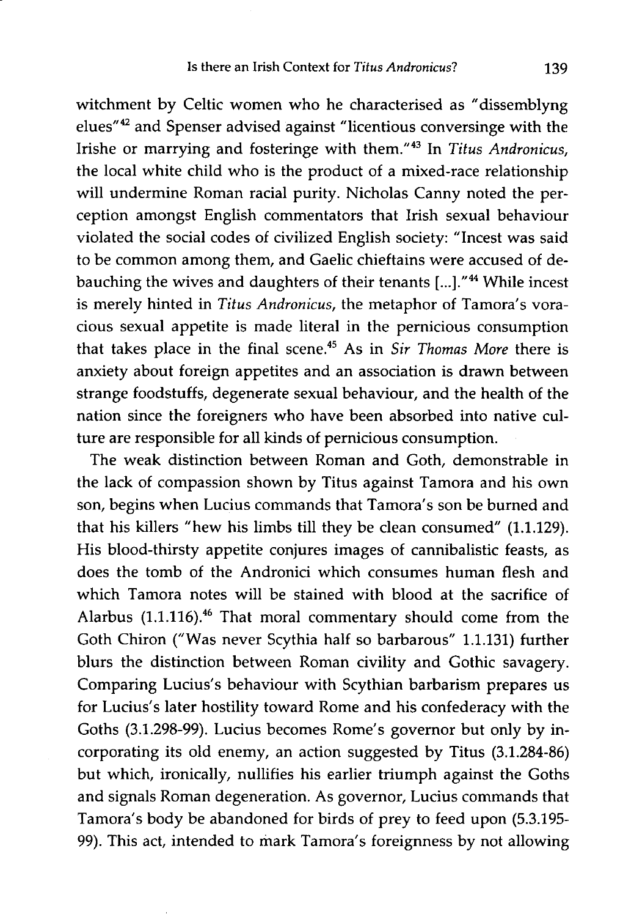witchment by Celtic women who he characterised as "dissemblyng elues"[42] and Spenser advised against "licentious conversinge with the Irishe or marrying and fosteringe with them."[43] In *Titus Andronicus*, the local white child who is the product of a mixed-race relationship will undermine Roman racial purity. Nicholas Canny noted the perception amongst English commentators that Irish sexual behaviour violated the social codes of civilized English society: "Incest was said to be common among them, and Gaelic chieftains were accused of debauching the wives and daughters of their tenants [...]."[44] While incest is merely hinted in *Titus Andronicus*, the metaphor of Tamora's voracious sexual appetite is made literal in the pernicious consumption that takes place in the final scene.[45] As in *Sir Thomas More* there is anxiety about foreign appetites and an association is drawn between strange foodstuffs, degenerate sexual behaviour, and the health of the nation since the foreigners who have been absorbed into native culture are responsible for all kinds of pernicious consumption.

The weak distinction between Roman and Goth, demonstrable in the lack of compassion shown by Titus against Tamora and his own son, begins when Lucius commands that Tamora's son be burned and that his killers "hew his limbs till they be clean consumed" (1.1.129). His blood-thirsty appetite conjures images of cannibalistic feasts, as does the tomb of the Andronici which consumes human flesh and which Tamora notes will be stained with blood at the sacrifice of Alarbus (1.1.116).[46] That moral commentary should come from the Goth Chiron ("Was never Scythia half so barbarous" 1.1.131) further blurs the distinction between Roman civility and Gothic savagery. Comparing Lucius's behaviour with Scythian barbarism prepares us for Lucius's later hostility toward Rome and his confederacy with the Goths (3.1.298-99). Lucius becomes Rome's governor but only by incorporating its old enemy, an action suggested by Titus (3.1.284-86) but which, ironically, nullifies his earlier triumph against the Goths and signals Roman degeneration. As governor, Lucius commands that Tamora's body be abandoned for birds of prey to feed upon (5.3.195-99). This act, intended to mark Tamora's foreignness by not allowing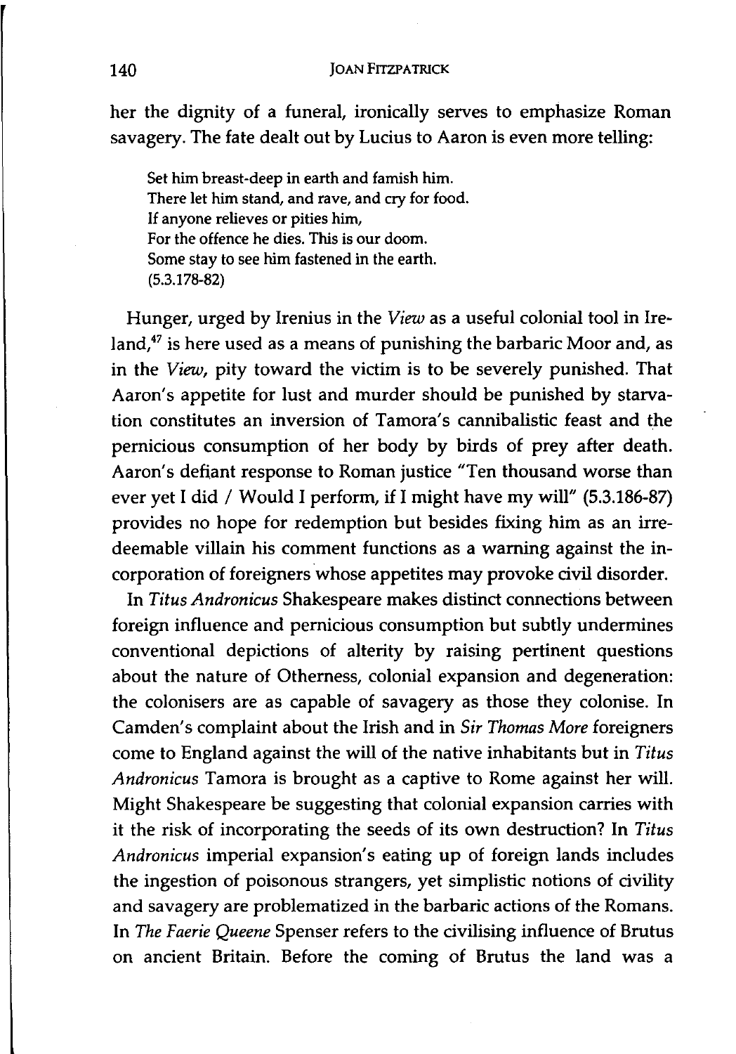her the dignity of a funeral, ironically serves to emphasize Roman savagery. The fate dealt out by Lucius to Aaron is even more telling:

> Set him breast-deep in earth and famish him.
> There let him stand, and rave, and cry for food.
> If anyone relieves or pities him,
> For the offence he dies. This is our doom.
> Some stay to see him fastened in the earth.
> (5.3.178-82)

Hunger, urged by Irenius in the *View* as a useful colonial tool in Ireland,[47] is here used as a means of punishing the barbaric Moor and, as in the *View*, pity toward the victim is to be severely punished. That Aaron's appetite for lust and murder should be punished by starvation constitutes an inversion of Tamora's cannibalistic feast and the pernicious consumption of her body by birds of prey after death. Aaron's defiant response to Roman justice "Ten thousand worse than ever yet I did / Would I perform, if I might have my will" (5.3.186-87) provides no hope for redemption but besides fixing him as an irredeemable villain his comment functions as a warning against the incorporation of foreigners whose appetites may provoke civil disorder.

In *Titus Andronicus* Shakespeare makes distinct connections between foreign influence and pernicious consumption but subtly undermines conventional depictions of alterity by raising pertinent questions about the nature of Otherness, colonial expansion and degeneration: the colonisers are as capable of savagery as those they colonise. In Camden's complaint about the Irish and in *Sir Thomas More* foreigners come to England against the will of the native inhabitants but in *Titus Andronicus* Tamora is brought as a captive to Rome against her will. Might Shakespeare be suggesting that colonial expansion carries with it the risk of incorporating the seeds of its own destruction? In *Titus Andronicus* imperial expansion's eating up of foreign lands includes the ingestion of poisonous strangers, yet simplistic notions of civility and savagery are problematized in the barbaric actions of the Romans. In *The Faerie Queene* Spenser refers to the civilising influence of Brutus on ancient Britain. Before the coming of Brutus the land was a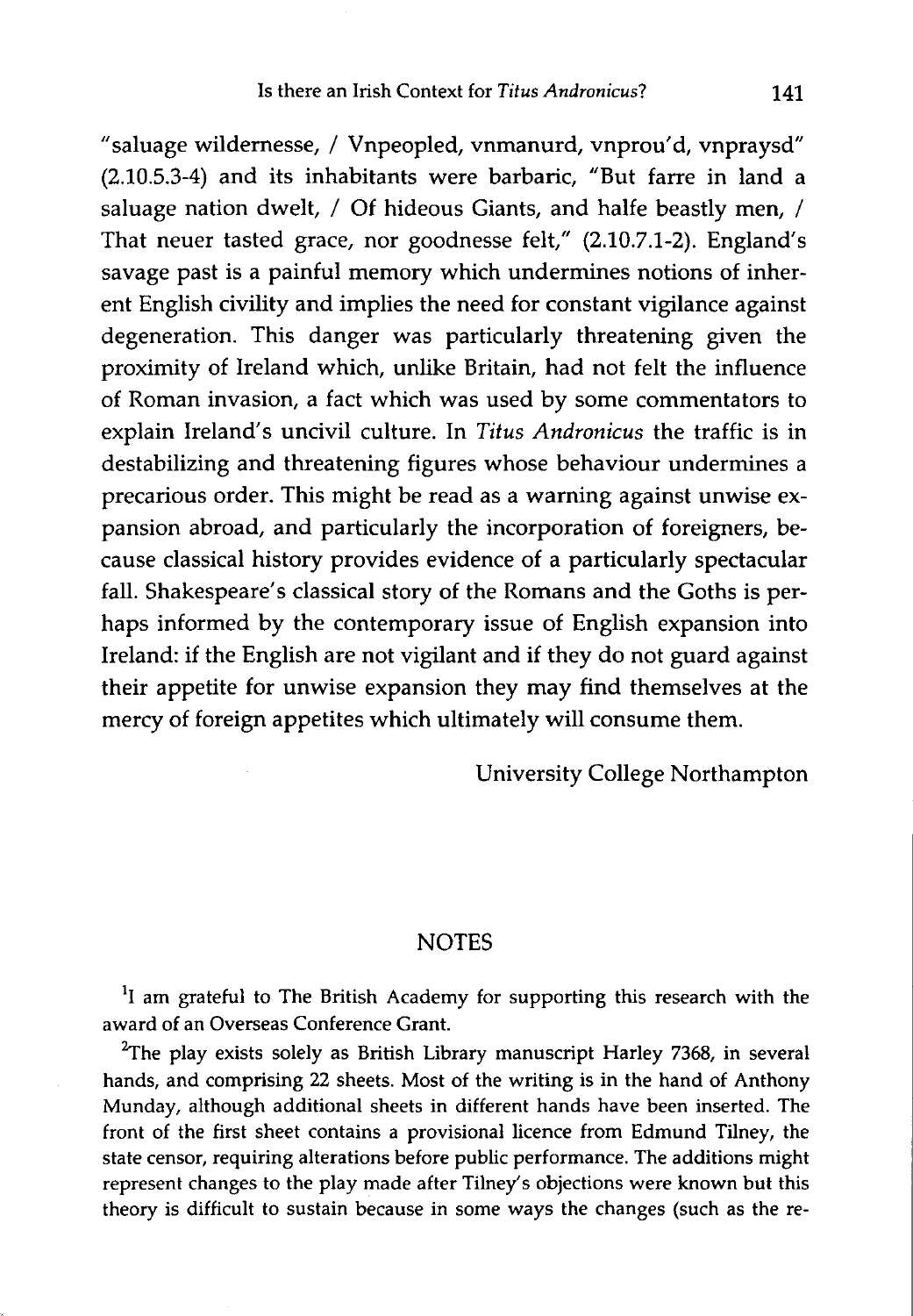"saluage wildernesse, / Vnpeopled, vnmanurd, vnprou'd, vnpraysd" (2.10.5.3-4) and its inhabitants were barbaric, "But farre in land a saluage nation dwelt, / Of hideous Giants, and halfe beastly men, / That neuer tasted grace, nor goodnesse felt," (2.10.7.1-2). England's savage past is a painful memory which undermines notions of inherent English civility and implies the need for constant vigilance against degeneration. This danger was particularly threatening given the proximity of Ireland which, unlike Britain, had not felt the influence of Roman invasion, a fact which was used by some commentators to explain Ireland's uncivil culture. In *Titus Andronicus* the traffic is in destabilizing and threatening figures whose behaviour undermines a precarious order. This might be read as a warning against unwise expansion abroad, and particularly the incorporation of foreigners, because classical history provides evidence of a particularly spectacular fall. Shakespeare's classical story of the Romans and the Goths is perhaps informed by the contemporary issue of English expansion into Ireland: if the English are not vigilant and if they do not guard against their appetite for unwise expansion they may find themselves at the mercy of foreign appetites which ultimately will consume them.

University College Northampton

## NOTES

[1] I am grateful to The British Academy for supporting this research with the award of an Overseas Conference Grant.

[2] The play exists solely as British Library manuscript Harley 7368, in several hands, and comprising 22 sheets. Most of the writing is in the hand of Anthony Munday, although additional sheets in different hands have been inserted. The front of the first sheet contains a provisional licence from Edmund Tilney, the state censor, requiring alterations before public performance. The additions might represent changes to the play made after Tilney's objections were known but this theory is difficult to sustain because in some ways the changes (such as the re-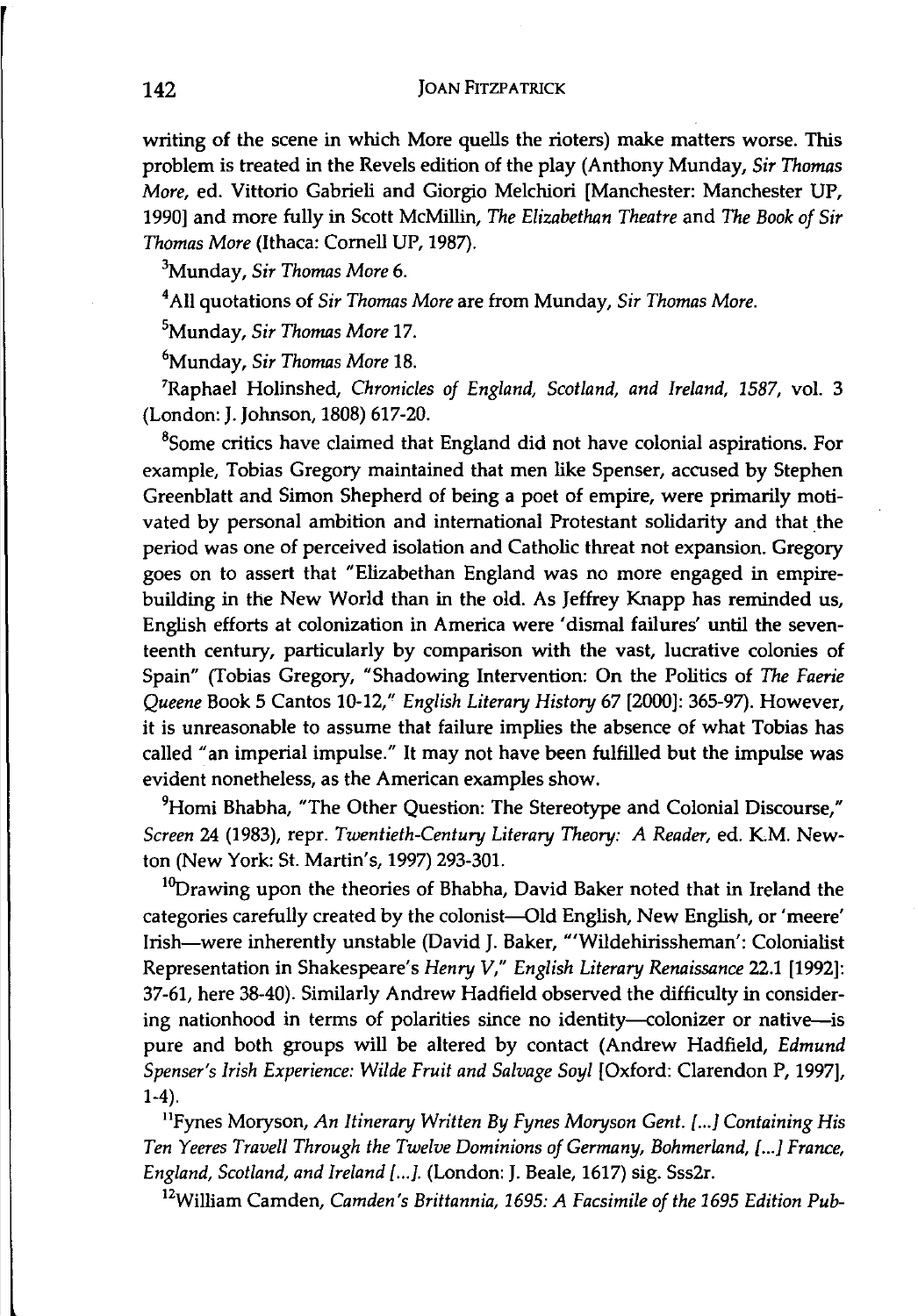writing of the scene in which More quells the rioters) make matters worse. This problem is treated in the Revels edition of the play (Anthony Munday, *Sir Thomas More*, ed. Vittorio Gabrieli and Giorgio Melchiori [Manchester: Manchester UP, 1990] and more fully in Scott McMillin, *The Elizabethan Theatre* and *The Book of Sir Thomas More* (Ithaca: Cornell UP, 1987).

[3]Munday, *Sir Thomas More* 6.

[4]All quotations of *Sir Thomas More* are from Munday, *Sir Thomas More*.

[5]Munday, *Sir Thomas More* 17.

[6]Munday, *Sir Thomas More* 18.

[7]Raphael Holinshed, *Chronicles of England, Scotland, and Ireland, 1587*, vol. 3 (London: J. Johnson, 1808) 617-20.

[8]Some critics have claimed that England did not have colonial aspirations. For example, Tobias Gregory maintained that men like Spenser, accused by Stephen Greenblatt and Simon Shepherd of being a poet of empire, were primarily motivated by personal ambition and international Protestant solidarity and that the period was one of perceived isolation and Catholic threat not expansion. Gregory goes on to assert that "Elizabethan England was no more engaged in empire-building in the New World than in the old. As Jeffrey Knapp has reminded us, English efforts at colonization in America were 'dismal failures' until the seventeenth century, particularly by comparison with the vast, lucrative colonies of Spain" (Tobias Gregory, "Shadowing Intervention: On the Politics of *The Faerie Queene* Book 5 Cantos 10-12," *English Literary History* 67 [2000]: 365-97). However, it is unreasonable to assume that failure implies the absence of what Tobias has called "an imperial impulse." It may not have been fulfilled but the impulse was evident nonetheless, as the American examples show.

[9]Homi Bhabha, "The Other Question: The Stereotype and Colonial Discourse," *Screen* 24 (1983), repr. *Twentieth-Century Literary Theory: A Reader*, ed. K.M. Newton (New York: St. Martin's, 1997) 293-301.

[10]Drawing upon the theories of Bhabha, David Baker noted that in Ireland the categories carefully created by the colonist—Old English, New English, or 'meere' Irish—were inherently unstable (David J. Baker, "'Wildehirissheman': Colonialist Representation in Shakespeare's *Henry V*," *English Literary Renaissance* 22.1 [1992]: 37-61, here 38-40). Similarly Andrew Hadfield observed the difficulty in considering nationhood in terms of polarities since no identity—colonizer or native—is pure and both groups will be altered by contact (Andrew Hadfield, *Edmund Spenser's Irish Experience: Wilde Fruit and Salvage Soyl* [Oxford: Clarendon P, 1997], 1-4).

[11]Fynes Moryson, *An Itinerary Written By Fynes Moryson Gent. [...] Containing His Ten Yeeres Travell Through the Twelve Dominions of Germany, Bohmerland, [...] France, England, Scotland, and Ireland [...]*. (London: J. Beale, 1617) sig. Sss2r.

[12]William Camden, *Camden's Brittannia, 1695: A Facsimile of the 1695 Edition Pub-*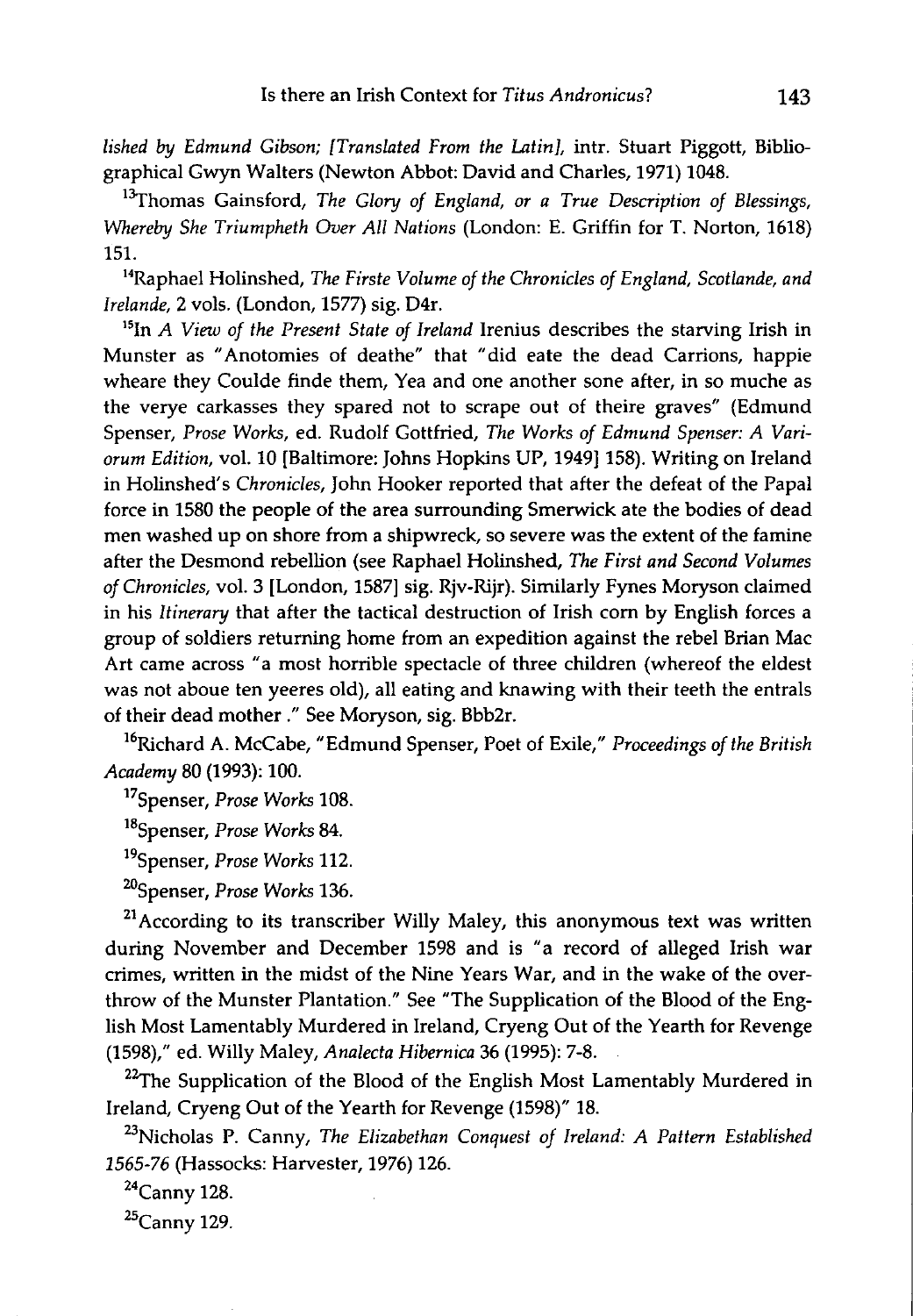*lished by Edmund Gibson; [Translated From the Latin]*, intr. Stuart Piggott, Bibliographical Gwyn Walters (Newton Abbot: David and Charles, 1971) 1048.

[13] Thomas Gainsford, *The Glory of England, or a True Description of Blessings, Whereby She Triumpheth Over All Nations* (London: E. Griffin for T. Norton, 1618) 151.

[14] Raphael Holinshed, *The Firste Volume of the Chronicles of England, Scotlande, and Irelande*, 2 vols. (London, 1577) sig. D4r.

[15] In *A View of the Present State of Ireland* Irenius describes the starving Irish in Munster as "Anotomies of deathe" that "did eate the dead Carrions, happie wheare they Coulde finde them, Yea and one another sone after, in so muche as the verye carkasses they spared not to scrape out of theire graves" (Edmund Spenser, *Prose Works*, ed. Rudolf Gottfried, *The Works of Edmund Spenser: A Variorum Edition*, vol. 10 [Baltimore: Johns Hopkins UP, 1949] 158). Writing on Ireland in Holinshed's *Chronicles*, John Hooker reported that after the defeat of the Papal force in 1580 the people of the area surrounding Smerwick ate the bodies of dead men washed up on shore from a shipwreck, so severe was the extent of the famine after the Desmond rebellion (see Raphael Holinshed, *The First and Second Volumes of Chronicles*, vol. 3 [London, 1587] sig. Rjv-Rijr). Similarly Fynes Moryson claimed in his *Itinerary* that after the tactical destruction of Irish corn by English forces a group of soldiers returning home from an expedition against the rebel Brian Mac Art came across "a most horrible spectacle of three children (whereof the eldest was not aboue ten yeeres old), all eating and knawing with their teeth the entrals of their dead mother ." See Moryson, sig. Bbb2r.

[16] Richard A. McCabe, "Edmund Spenser, Poet of Exile," *Proceedings of the British Academy* 80 (1993): 100.

[17] Spenser, *Prose Works* 108.

[18] Spenser, *Prose Works* 84.

[19] Spenser, *Prose Works* 112.

[20] Spenser, *Prose Works* 136.

[21] According to its transcriber Willy Maley, this anonymous text was written during November and December 1598 and is "a record of alleged Irish war crimes, written in the midst of the Nine Years War, and in the wake of the overthrow of the Munster Plantation." See "The Supplication of the Blood of the English Most Lamentably Murdered in Ireland, Cryeng Out of the Yearth for Revenge (1598)," ed. Willy Maley, *Analecta Hibernica* 36 (1995): 7-8.

[22] The Supplication of the Blood of the English Most Lamentably Murdered in Ireland, Cryeng Out of the Yearth for Revenge (1598)" 18.

[23] Nicholas P. Canny, *The Elizabethan Conquest of Ireland: A Pattern Established 1565-76* (Hassocks: Harvester, 1976) 126.

[24] Canny 128.

[25] Canny 129.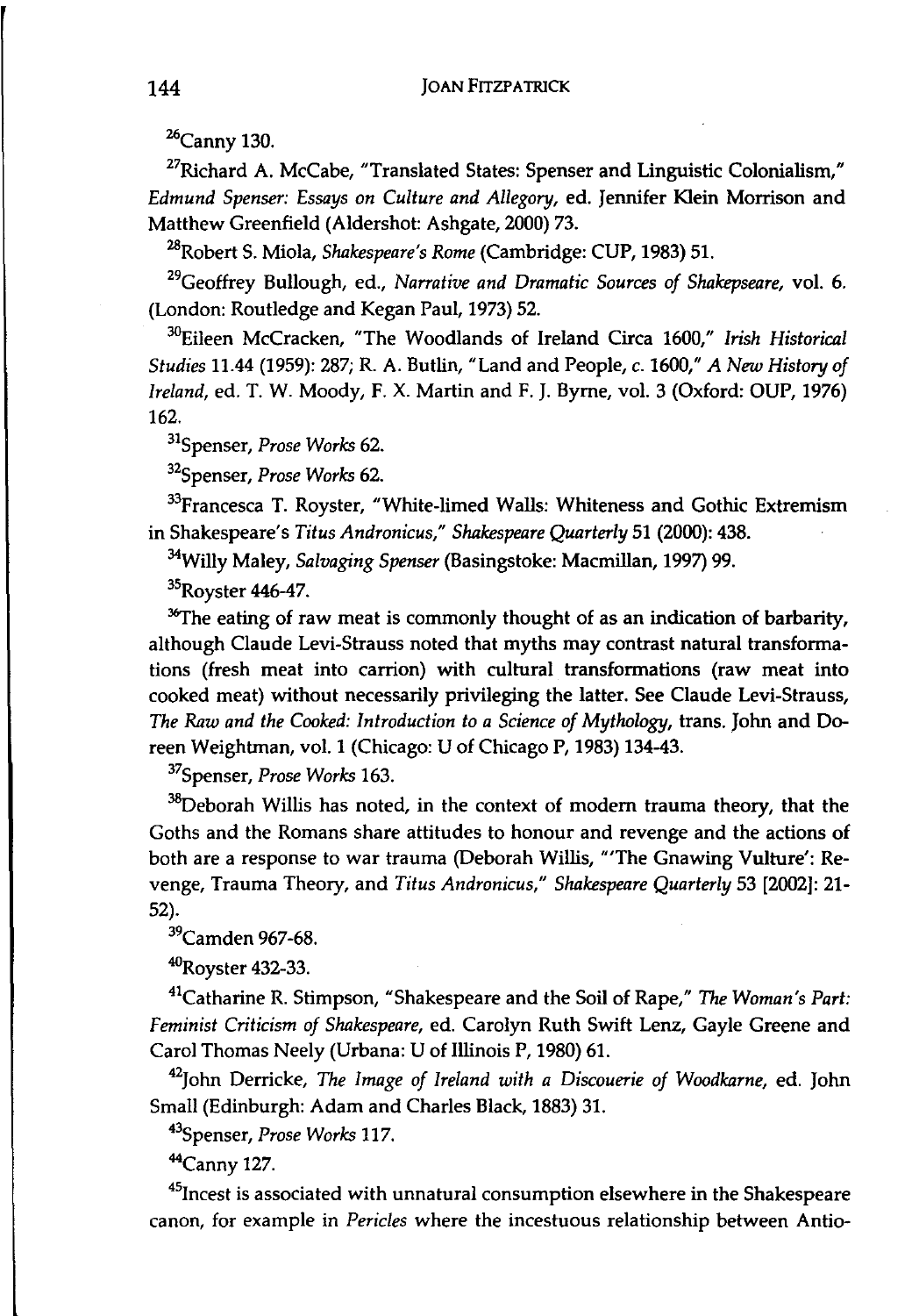[26]Canny 130.

[27]Richard A. McCabe, "Translated States: Spenser and Linguistic Colonialism," *Edmund Spenser: Essays on Culture and Allegory*, ed. Jennifer Klein Morrison and Matthew Greenfield (Aldershot: Ashgate, 2000) 73.

[28]Robert S. Miola, *Shakespeare's Rome* (Cambridge: CUP, 1983) 51.

[29]Geoffrey Bullough, ed., *Narrative and Dramatic Sources of Shakpseare*, vol. 6. (London: Routledge and Kegan Paul, 1973) 52.

[30]Eileen McCracken, "The Woodlands of Ireland Circa 1600," *Irish Historical Studies* 11.44 (1959): 287; R. A. Butlin, "Land and People, *c.* 1600," *A New History of Ireland*, ed. T. W. Moody, F. X. Martin and F. J. Byrne, vol. 3 (Oxford: OUP, 1976) 162.

[31]Spenser, *Prose Works* 62.

[32]Spenser, *Prose Works* 62.

[33]Francesca T. Royster, "White-limed Walls: Whiteness and Gothic Extremism in Shakespeare's *Titus Andronicus*," *Shakespeare Quarterly* 51 (2000): 438.

[34]Willy Maley, *Salvaging Spenser* (Basingstoke: Macmillan, 1997) 99.

[35]Royster 446-47.

[36]The eating of raw meat is commonly thought of as an indication of barbarity, although Claude Levi-Strauss noted that myths may contrast natural transformations (fresh meat into carrion) with cultural transformations (raw meat into cooked meat) without necessarily privileging the latter. See Claude Levi-Strauss, *The Raw and the Cooked: Introduction to a Science of Mythology*, trans. John and Doreen Weightman, vol. 1 (Chicago: U of Chicago P, 1983) 134-43.

[37]Spenser, *Prose Works* 163.

[38]Deborah Willis has noted, in the context of modern trauma theory, that the Goths and the Romans share attitudes to honour and revenge and the actions of both are a response to war trauma (Deborah Willis, "'The Gnawing Vulture': Revenge, Trauma Theory, and *Titus Andronicus*," *Shakespeare Quarterly* 53 [2002]: 21-52).

[39]Camden 967-68.

[40]Royster 432-33.

[41]Catharine R. Stimpson, "Shakespeare and the Soil of Rape," *The Woman's Part: Feminist Criticism of Shakespeare*, ed. Carolyn Ruth Swift Lenz, Gayle Greene and Carol Thomas Neely (Urbana: U of Illinois P, 1980) 61.

[42]John Derricke, *The Image of Ireland with a Discouerie of Woodkarne*, ed. John Small (Edinburgh: Adam and Charles Black, 1883) 31.

[43]Spenser, *Prose Works* 117.

[44]Canny 127.

[45]Incest is associated with unnatural consumption elsewhere in the Shakespeare canon, for example in *Pericles* where the incestuous relationship between Antio-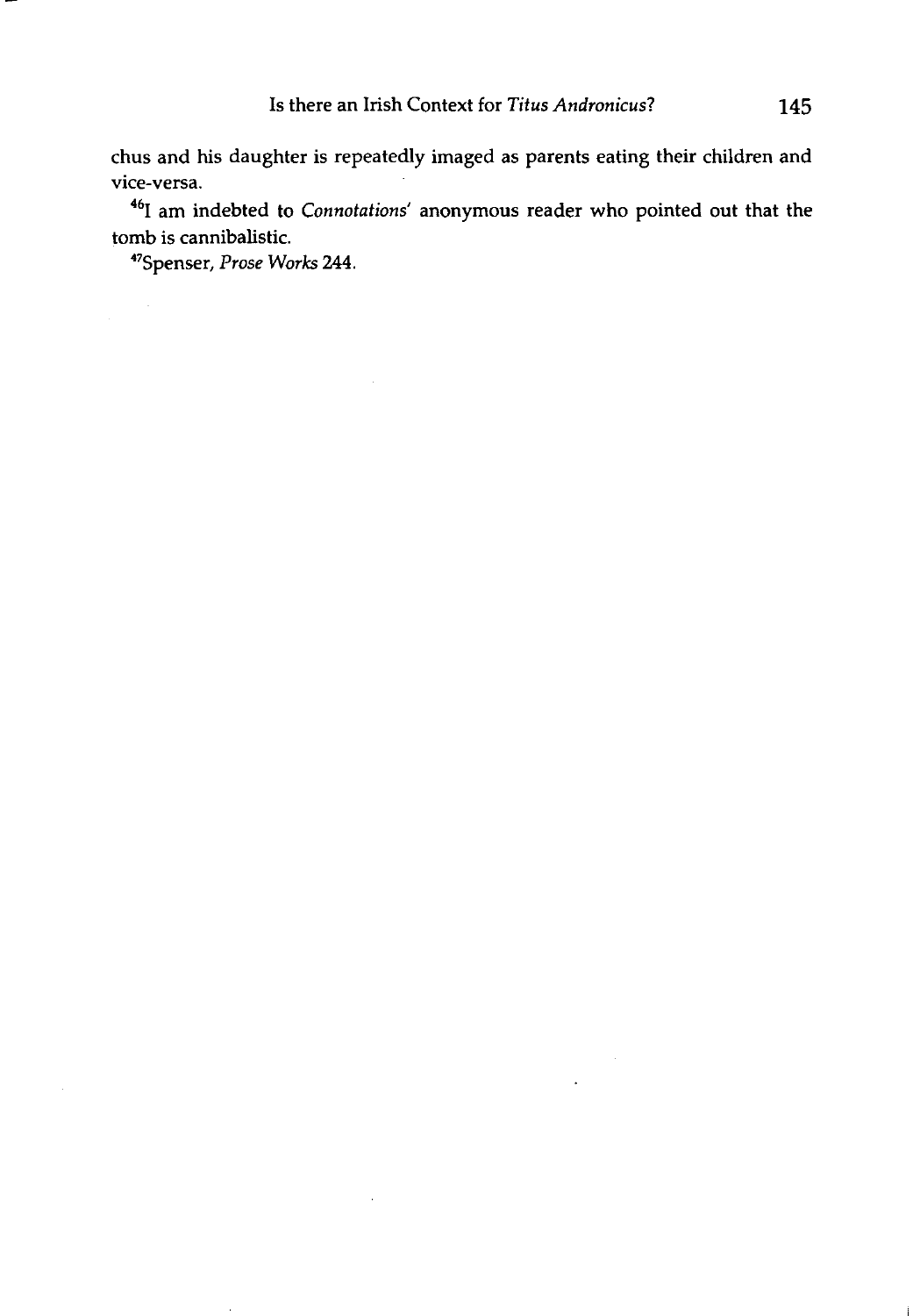chus and his daughter is repeatedly imaged as parents eating their children and vice-versa.

[46]I am indebted to *Connotations*' anonymous reader who pointed out that the tomb is cannibalistic.

[47]Spenser, *Prose Works* 244.